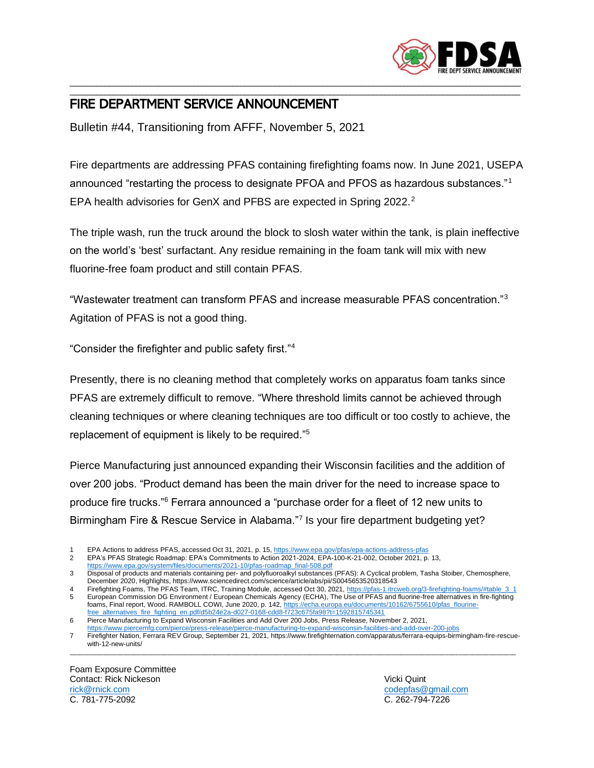# FIRE DEPARTMENT SERVICE ANNOUNCEMENT

Bulletin #44, Transitioning from AFFF, November 5, 2021

Fire departments are addressing PFAS containing firefighting foams now. In June 2021, USEPA announced "restarting the process to designate PFOA and PFOS as hazardous substances."[1] EPA health advisories for GenX and PFBS are expected in Spring 2022.[2]

The triple wash, run the truck around the block to slosh water within the tank, is plain ineffective on the world's 'best' surfactant. Any residue remaining in the foam tank will mix with new fluorine-free foam product and still contain PFAS.

"Wastewater treatment can transform PFAS and increase measurable PFAS concentration."[3] Agitation of PFAS is not a good thing.

"Consider the firefighter and public safety first."[4]

Presently, there is no cleaning method that completely works on apparatus foam tanks since PFAS are extremely difficult to remove. "Where threshold limits cannot be achieved through cleaning techniques or where cleaning techniques are too difficult or too costly to achieve, the replacement of equipment is likely to be required."[5]

Pierce Manufacturing just announced expanding their Wisconsin facilities and the addition of over 200 jobs. "Product demand has been the main driver for the need to increase space to produce fire trucks."[6] Ferrara announced a "purchase order for a fleet of 12 new units to Birmingham Fire & Rescue Service in Alabama."[7] Is your fire department budgeting yet?

---

1 EPA Actions to address PFAS, accessed Oct 31, 2021, p. 15, https://www.epa.gov/pfas/epa-actions-address-pfas
2 EPA's PFAS Strategic Roadmap: EPA's Commitments to Action 2021-2024, EPA-100-K-21-002, October 2021, p. 13, https://www.epa.gov/system/files/documents/2021-10/pfas-roadmap_final-508.pdf
3 Disposal of products and materials containing per- and polyfluoroalkyl substances (PFAS): A Cyclical problem, Tasha Stoiber, Chemosphere, December 2020, Highlights, https://www.sciencedirect.com/science/article/abs/pii/S0045653520318543
4 Firefighting Foams, The PFAS Team, ITRC, Training Module, accessed Oct 30, 2021, https://pfas-1.itrcweb.org/3-firefighting-foams/#table_3_1
5 European Commission DG Environment / European Chemicals Agency (ECHA), The Use of PFAS and fluorine-free alternatives in fire-fighting foams, Final report, Wood. RAMBOLL COWI, June 2020, p. 142, https://echa.europa.eu/documents/10162/6755610/pfas_flourine-free_alternatives_fire_fighting_en.pdf/d5b24e2a-d027-0168-cdd8-f723c675fa98?t=1592815745341
6 Pierce Manufacturing to Expand Wisconsin Facilities and Add Over 200 Jobs, Press Release, November 2, 2021, https://www.piercemfg.com/pierce/press-release/pierce-manufacturing-to-expand-wisconsin-facilities-and-add-over-200-jobs
7 Firefighter Nation, Ferrara REV Group, September 21, 2021, https://www.firefighternation.com/apparatus/ferrara-equips-birmingham-fire-rescue-with-12-new-units/

---

Foam Exposure Committee
Contact: Rick Nickeson
rick@rnick.com
C. 781-775-2092

Vicki Quint
codepfas@gmail.com
C. 262-794-7226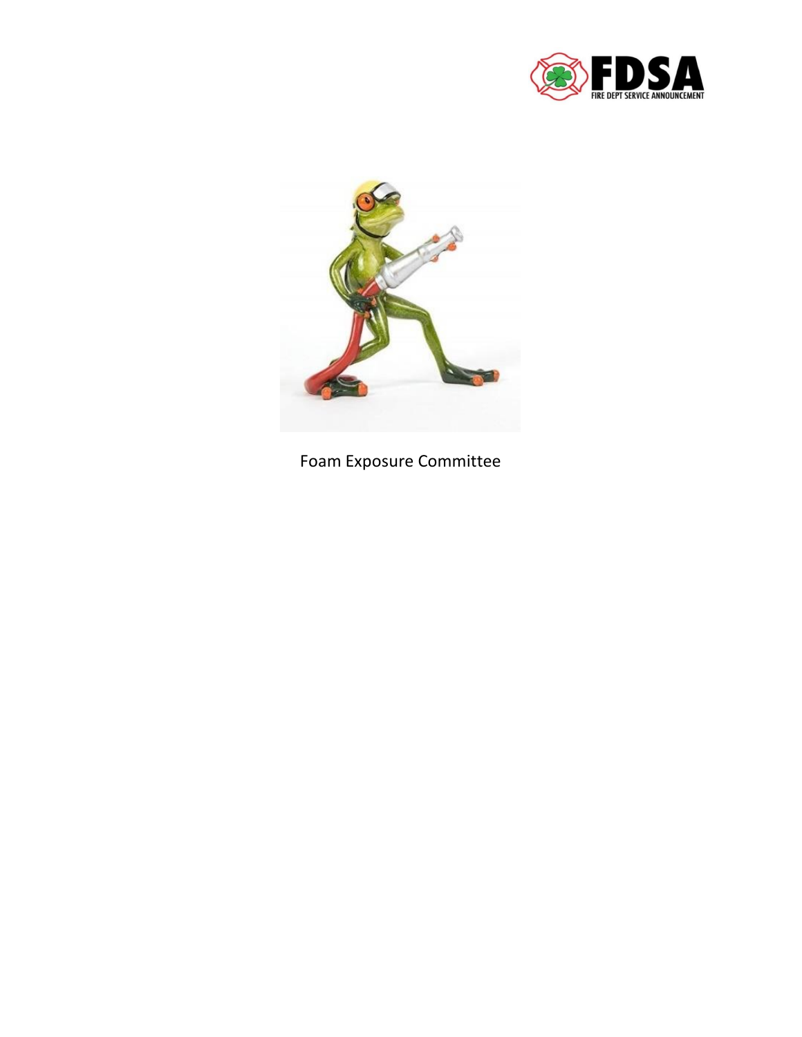Foam Exposure Committee